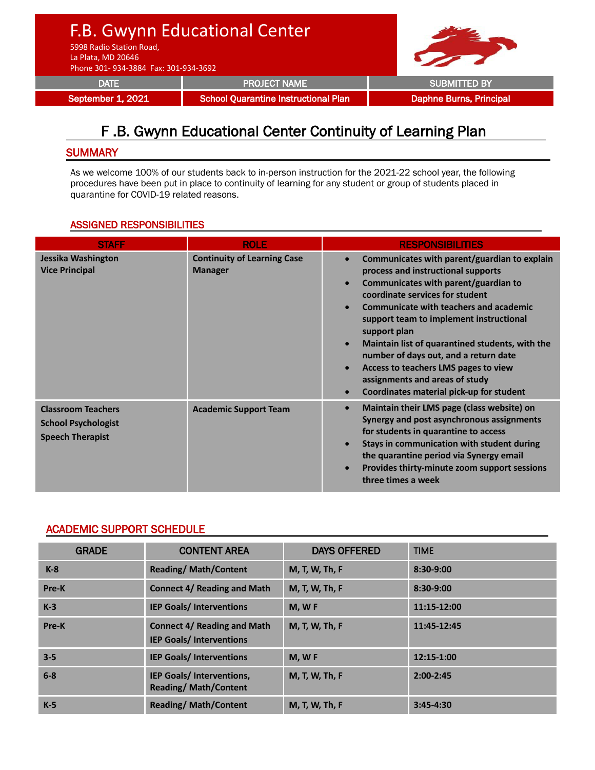# F.B. Gwynn Educational Center

5998 Radio Station Road,
La Plata, MD 20646
Phone 301- 934-3884 Fax: 301-934-3692

| DATE | PROJECT NAME | SUBMITTED BY |
|---|---|---|
| September 1, 2021 | School Quarantine Instructional Plan | Daphne Burns, Principal |

## F .B. Gwynn Educational Center Continuity of Learning Plan

### SUMMARY

As we welcome 100% of our students back to in-person instruction for the 2021-22 school year, the following procedures have been put in place to continuity of learning for any student or group of students placed in quarantine for COVID-19 related reasons.

### ASSIGNED RESPONSIBILITIES

| STAFF | ROLE | RESPONSIBILITIES |
|---|---|---|
| **Jessika Washington**<br>**Vice Principal** | **Continuity of Learning Case Manager** | • **Communicates with parent/guardian to explain process and instructional supports**<br>• **Communicates with parent/guardian to coordinate services for student**<br>• **Communicate with teachers and academic support team to implement instructional support plan**<br>• **Maintain list of quarantined students, with the number of days out, and a return date**<br>• **Access to teachers LMS pages to view assignments and areas of study**<br>• **Coordinates material pick-up for student** |
| **Classroom Teachers**<br>**School Psychologist**<br>**Speech Therapist** | **Academic Support Team** | • **Maintain their LMS page (class website) on Synergy and post asynchronous assignments for students in quarantine to access**<br>• **Stays in communication with student during the quarantine period via Synergy email**<br>• **Provides thirty-minute zoom support sessions three times a week** |

### ACADEMIC SUPPORT SCHEDULE

| GRADE | CONTENT AREA | DAYS OFFERED | TIME |
|---|---|---|---|
| **K-8** | **Reading/ Math/Content** | **M, T, W, Th, F** | **8:30-9:00** |
| **Pre-K** | **Connect 4/ Reading and Math** | **M, T, W, Th, F** | **8:30-9:00** |
| **K-3** | **IEP Goals/ Interventions** | **M, W F** | **11:15-12:00** |
| **Pre-K** | **Connect 4/ Reading and Math**<br>**IEP Goals/ Interventions** | **M, T, W, Th, F** | **11:45-12:45** |
| **3-5** | **IEP Goals/ Interventions** | **M, W F** | **12:15-1:00** |
| **6-8** | **IEP Goals/ Interventions, Reading/ Math/Content** | **M, T, W, Th, F** | **2:00-2:45** |
| **K-5** | **Reading/ Math/Content** | **M, T, W, Th, F** | **3:45-4:30** |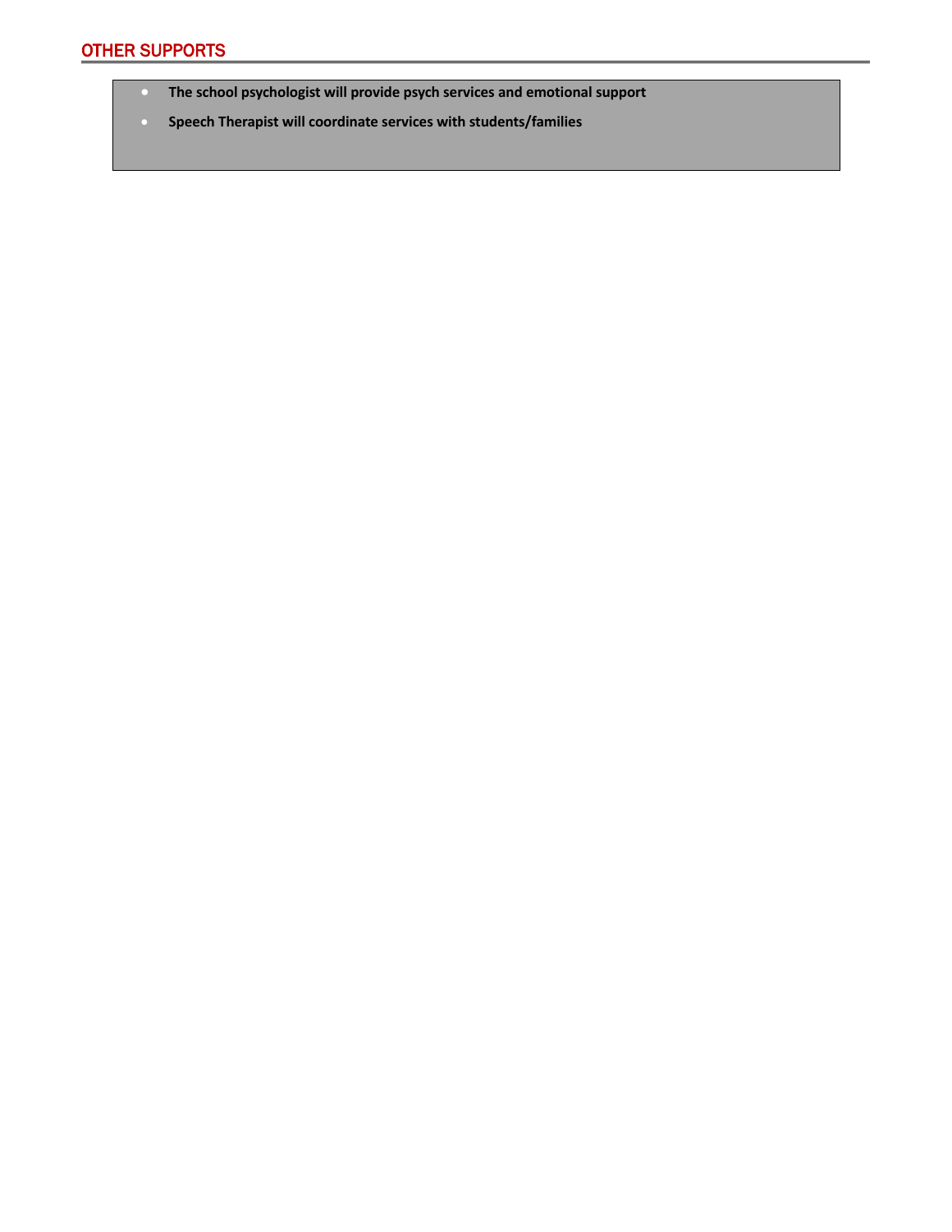## OTHER SUPPORTS

- **The school psychologist will provide psych services and emotional support**
- **Speech Therapist will coordinate services with students/families**